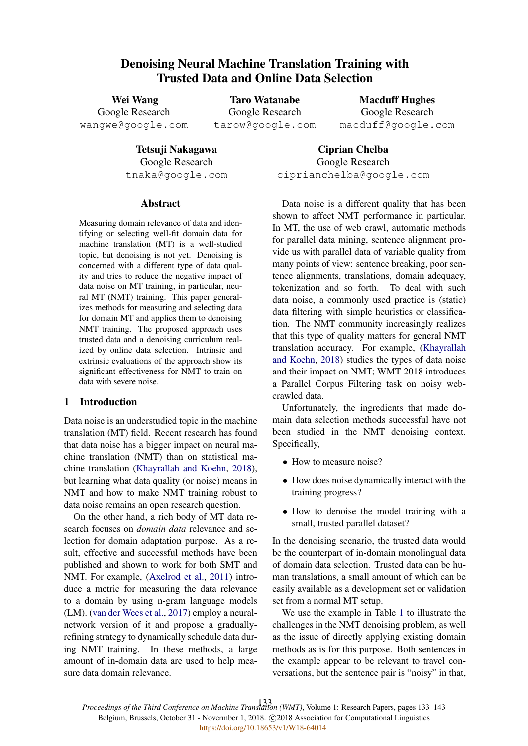# Denoising Neural Machine Translation Training with Trusted Data and Online Data Selection

**Wei Wang**
Google Research
wangwe@google.com

**Taro Watanabe**
Google Research
tarow@google.com

**Macduff Hughes**
Google Research
macduff@google.com

**Tetsuji Nakagawa**
Google Research
tnaka@google.com

**Ciprian Chelba**
Google Research
ciprianchelba@google.com

## Abstract

Measuring domain relevance of data and identifying or selecting well-fit domain data for machine translation (MT) is a well-studied topic, but denoising is not yet. Denoising is concerned with a different type of data quality and tries to reduce the negative impact of data noise on MT training, in particular, neural MT (NMT) training. This paper generalizes methods for measuring and selecting data for domain MT and applies them to denoising NMT training. The proposed approach uses trusted data and a denoising curriculum realized by online data selection. Intrinsic and extrinsic evaluations of the approach show its significant effectiveness for NMT to train on data with severe noise.

## 1 Introduction

Data noise is an understudied topic in the machine translation (MT) field. Recent research has found that data noise has a bigger impact on neural machine translation (NMT) than on statistical machine translation (Khayrallah and Koehn, 2018), but learning what data quality (or noise) means in NMT and how to make NMT training robust to data noise remains an open research question.

On the other hand, a rich body of MT data research focuses on *domain data* relevance and selection for domain adaptation purpose. As a result, effective and successful methods have been published and shown to work for both SMT and NMT. For example, (Axelrod et al., 2011) introduce a metric for measuring the data relevance to a domain by using n-gram language models (LM). (van der Wees et al., 2017) employ a neural-network version of it and propose a gradually-refining strategy to dynamically schedule data during NMT training. In these methods, a large amount of in-domain data are used to help measure data domain relevance.

Data noise is a different quality that has been shown to affect NMT performance in particular. In MT, the use of web crawl, automatic methods for parallel data mining, sentence alignment provide us with parallel data of variable quality from many points of view: sentence breaking, poor sentence alignments, translations, domain adequacy, tokenization and so forth. To deal with such data noise, a commonly used practice is (static) data filtering with simple heuristics or classification. The NMT community increasingly realizes that this type of quality matters for general NMT translation accuracy. For example, (Khayrallah and Koehn, 2018) studies the types of data noise and their impact on NMT; WMT 2018 introduces a Parallel Corpus Filtering task on noisy web-crawled data.

Unfortunately, the ingredients that made domain data selection methods successful have not been studied in the NMT denoising context. Specifically,

- How to measure noise?
- How does noise dynamically interact with the training progress?
- How to denoise the model training with a small, trusted parallel dataset?

In the denoising scenario, the trusted data would be the counterpart of in-domain monolingual data of domain data selection. Trusted data can be human translations, a small amount of which can be easily available as a development set or validation set from a normal MT setup.

We use the example in Table 1 to illustrate the challenges in the NMT denoising problem, as well as the issue of directly applying existing domain methods as is for this purpose. Both sentences in the example appear to be relevant to travel conversations, but the sentence pair is "noisy" in that,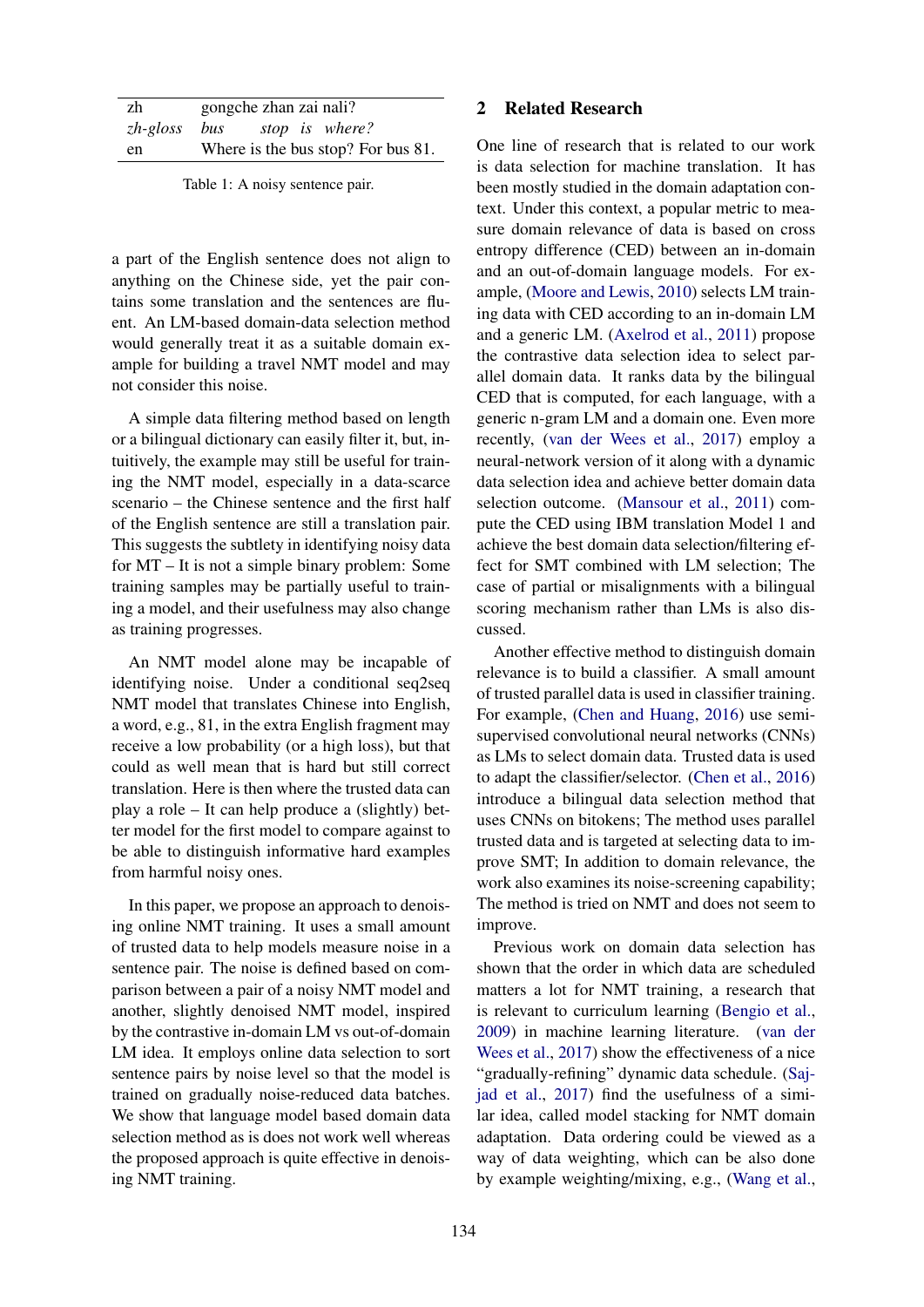| zh | gongche zhan zai nali? |
|---|---|
| *zh-gloss* | *bus stop is where?* |
| en | Where is the bus stop? For bus 81. |

Table 1: A noisy sentence pair.

a part of the English sentence does not align to anything on the Chinese side, yet the pair contains some translation and the sentences are fluent. An LM-based domain-data selection method would generally treat it as a suitable domain example for building a travel NMT model and may not consider this noise.

A simple data filtering method based on length or a bilingual dictionary can easily filter it, but, intuitively, the example may still be useful for training the NMT model, especially in a data-scarce scenario – the Chinese sentence and the first half of the English sentence are still a translation pair. This suggests the subtlety in identifying noisy data for MT – It is not a simple binary problem: Some training samples may be partially useful to training a model, and their usefulness may also change as training progresses.

An NMT model alone may be incapable of identifying noise. Under a conditional seq2seq NMT model that translates Chinese into English, a word, e.g., 81, in the extra English fragment may receive a low probability (or a high loss), but that could as well mean that is hard but still correct translation. Here is then where the trusted data can play a role – It can help produce a (slightly) better model for the first model to compare against to be able to distinguish informative hard examples from harmful noisy ones.

In this paper, we propose an approach to denoising online NMT training. It uses a small amount of trusted data to help models measure noise in a sentence pair. The noise is defined based on comparison between a pair of a noisy NMT model and another, slightly denoised NMT model, inspired by the contrastive in-domain LM vs out-of-domain LM idea. It employs online data selection to sort sentence pairs by noise level so that the model is trained on gradually noise-reduced data batches. We show that language model based domain data selection method as is does not work well whereas the proposed approach is quite effective in denoising NMT training.

## 2 Related Research

One line of research that is related to our work is data selection for machine translation. It has been mostly studied in the domain adaptation context. Under this context, a popular metric to measure domain relevance of data is based on cross entropy difference (CED) between an in-domain and an out-of-domain language models. For example, (Moore and Lewis, 2010) selects LM training data with CED according to an in-domain LM and a generic LM. (Axelrod et al., 2011) propose the contrastive data selection idea to select parallel domain data. It ranks data by the bilingual CED that is computed, for each language, with a generic n-gram LM and a domain one. Even more recently, (van der Wees et al., 2017) employ a neural-network version of it along with a dynamic data selection idea and achieve better domain data selection outcome. (Mansour et al., 2011) compute the CED using IBM translation Model 1 and achieve the best domain data selection/filtering effect for SMT combined with LM selection; The case of partial or misalignments with a bilingual scoring mechanism rather than LMs is also discussed.

Another effective method to distinguish domain relevance is to build a classifier. A small amount of trusted parallel data is used in classifier training. For example, (Chen and Huang, 2016) use semi-supervised convolutional neural networks (CNNs) as LMs to select domain data. Trusted data is used to adapt the classifier/selector. (Chen et al., 2016) introduce a bilingual data selection method that uses CNNs on bitokens; The method uses parallel trusted data and is targeted at selecting data to improve SMT; In addition to domain relevance, the work also examines its noise-screening capability; The method is tried on NMT and does not seem to improve.

Previous work on domain data selection has shown that the order in which data are scheduled matters a lot for NMT training, a research that is relevant to curriculum learning (Bengio et al., 2009) in machine learning literature. (van der Wees et al., 2017) show the effectiveness of a nice "gradually-refining" dynamic data schedule. (Sajjad et al., 2017) find the usefulness of a similar idea, called model stacking for NMT domain adaptation. Data ordering could be viewed as a way of data weighting, which can be also done by example weighting/mixing, e.g., (Wang et al.,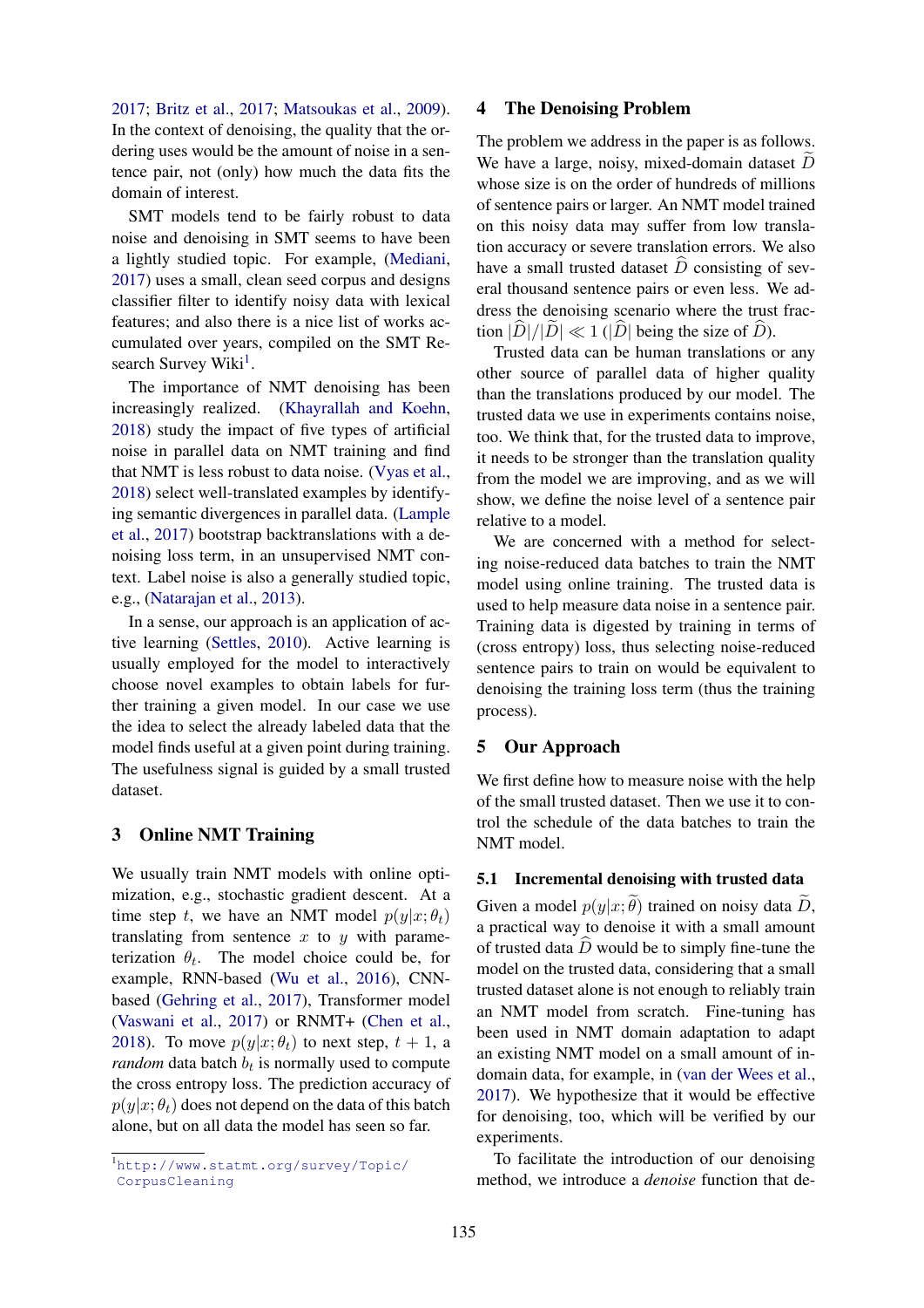2017; Britz et al., 2017; Matsoukas et al., 2009). In the context of denoising, the quality that the ordering uses would be the amount of noise in a sentence pair, not (only) how much the data fits the domain of interest.

SMT models tend to be fairly robust to data noise and denoising in SMT seems to have been a lightly studied topic. For example, (Mediani, 2017) uses a small, clean seed corpus and designs classifier filter to identify noisy data with lexical features; and also there is a nice list of works accumulated over years, compiled on the SMT Research Survey Wiki[1].

The importance of NMT denoising has been increasingly realized. (Khayrallah and Koehn, 2018) study the impact of five types of artificial noise in parallel data on NMT training and find that NMT is less robust to data noise. (Vyas et al., 2018) select well-translated examples by identifying semantic divergences in parallel data. (Lample et al., 2017) bootstrap backtranslations with a denoising loss term, in an unsupervised NMT context. Label noise is also a generally studied topic, e.g., (Natarajan et al., 2013).

In a sense, our approach is an application of active learning (Settles, 2010). Active learning is usually employed for the model to interactively choose novel examples to obtain labels for further training a given model. In our case we use the idea to select the already labeled data that the model finds useful at a given point during training. The usefulness signal is guided by a small trusted dataset.

## 3 Online NMT Training

We usually train NMT models with online optimization, e.g., stochastic gradient descent. At a time step $t$, we have an NMT model $p(y|x;\theta_t)$ translating from sentence $x$ to $y$ with parameterization $\theta_t$. The model choice could be, for example, RNN-based (Wu et al., 2016), CNN-based (Gehring et al., 2017), Transformer model (Vaswani et al., 2017) or RNMT+ (Chen et al., 2018). To move $p(y|x;\theta_t)$ to next step, $t+1$, a *random* data batch $b_t$ is normally used to compute the cross entropy loss. The prediction accuracy of $p(y|x;\theta_t)$ does not depend on the data of this batch alone, but on all data the model has seen so far.

[1] http://www.statmt.org/survey/Topic/CorpusCleaning

## 4 The Denoising Problem

The problem we address in the paper is as follows. We have a large, noisy, mixed-domain dataset $\widetilde{D}$ whose size is on the order of hundreds of millions of sentence pairs or larger. An NMT model trained on this noisy data may suffer from low translation accuracy or severe translation errors. We also have a small trusted dataset $\widehat{D}$ consisting of several thousand sentence pairs or even less. We address the denoising scenario where the trust fraction $|\widehat{D}|/|\widetilde{D}| \ll 1$ ($|\widehat{D}|$ being the size of $\widehat{D}$).

Trusted data can be human translations or any other source of parallel data of higher quality than the translations produced by our model. The trusted data we use in experiments contains noise, too. We think that, for the trusted data to improve, it needs to be stronger than the translation quality from the model we are improving, and as we will show, we define the noise level of a sentence pair relative to a model.

We are concerned with a method for selecting noise-reduced data batches to train the NMT model using online training. The trusted data is used to help measure data noise in a sentence pair. Training data is digested by training in terms of (cross entropy) loss, thus selecting noise-reduced sentence pairs to train on would be equivalent to denoising the training loss term (thus the training process).

## 5 Our Approach

We first define how to measure noise with the help of the small trusted dataset. Then we use it to control the schedule of the data batches to train the NMT model.

### 5.1 Incremental denoising with trusted data

Given a model $p(y|x;\widetilde{\theta})$ trained on noisy data $\widetilde{D}$, a practical way to denoise it with a small amount of trusted data $\widehat{D}$ would be to simply fine-tune the model on the trusted data, considering that a small trusted dataset alone is not enough to reliably train an NMT model from scratch. Fine-tuning has been used in NMT domain adaptation to adapt an existing NMT model on a small amount of in-domain data, for example, in (van der Wees et al., 2017). We hypothesize that it would be effective for denoising, too, which will be verified by our experiments.

To facilitate the introduction of our denoising method, we introduce a *denoise* function that de-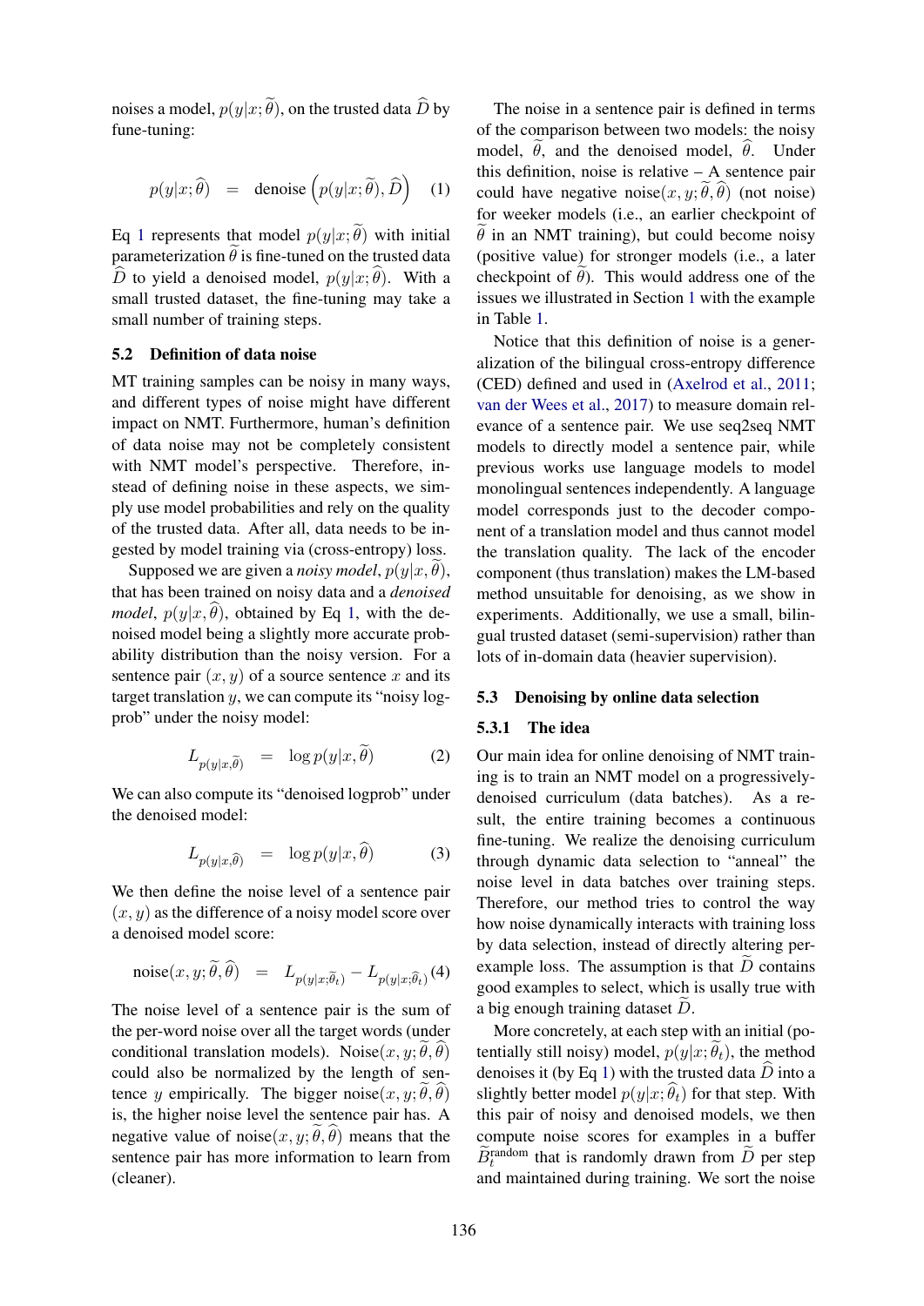noises a model, $p(y|x;\widetilde{\theta})$, on the trusted data $\widehat{D}$ by fine-tuning:

$$p(y|x;\widehat{\theta}) \quad = \quad \text{denoise}\left(p(y|x;\widetilde{\theta}), \widehat{D}\right) \qquad (1)$$

Eq 1 represents that model $p(y|x;\widetilde{\theta})$ with initial parameterization $\widetilde{\theta}$ is fine-tuned on the trusted data $\widehat{D}$ to yield a denoised model, $p(y|x;\widehat{\theta})$. With a small trusted dataset, the fine-tuning may take a small number of training steps.

### 5.2 Definition of data noise

MT training samples can be noisy in many ways, and different types of noise might have different impact on NMT. Furthermore, human's definition of data noise may not be completely consistent with NMT model's perspective. Therefore, instead of defining noise in these aspects, we simply use model probabilities and rely on the quality of the trusted data. After all, data needs to be ingested by model training via (cross-entropy) loss.

Supposed we are given a *noisy model*, $p(y|x,\widetilde{\theta})$, that has been trained on noisy data and a *denoised model*, $p(y|x,\widehat{\theta})$, obtained by Eq 1, with the denoised model being a slightly more accurate probability distribution than the noisy version. For a sentence pair $(x, y)$ of a source sentence $x$ and its target translation $y$, we can compute its "noisy logprob" under the noisy model:

$$L_{p(y|x,\widetilde{\theta})} \quad = \quad \log p(y|x,\widetilde{\theta}) \qquad (2)$$

We can also compute its "denoised logprob" under the denoised model:

$$L_{p(y|x,\widehat{\theta})} \quad = \quad \log p(y|x,\widehat{\theta}) \qquad (3)$$

We then define the noise level of a sentence pair $(x, y)$ as the difference of a noisy model score over a denoised model score:

$$\text{noise}(x, y; \widetilde{\theta}, \widehat{\theta}) \quad = \quad L_{p(y|x;\widetilde{\theta}_t)} - L_{p(y|x;\widehat{\theta}_t)} \qquad (4)$$

The noise level of a sentence pair is the sum of the per-word noise over all the target words (under conditional translation models). $\text{Noise}(x, y; \widetilde{\theta}, \widehat{\theta})$ could also be normalized by the length of sentence $y$ empirically. The bigger $\text{noise}(x, y; \widetilde{\theta}, \widehat{\theta})$ is, the higher noise level the sentence pair has. A negative value of $\text{noise}(x, y; \widetilde{\theta}, \widehat{\theta})$ means that the sentence pair has more information to learn from (cleaner).

The noise in a sentence pair is defined in terms of the comparison between two models: the noisy model, $\widetilde{\theta}$, and the denoised model, $\widehat{\theta}$. Under this definition, noise is relative – A sentence pair could have negative $\text{noise}(x, y; \widetilde{\theta}, \widehat{\theta})$ (not noise) for weeker models (i.e., an earlier checkpoint of $\widetilde{\theta}$ in an NMT training), but could become noisy (positive value) for stronger models (i.e., a later checkpoint of $\widetilde{\theta}$). This would address one of the issues we illustrated in Section 1 with the example in Table 1.

Notice that this definition of noise is a generalization of the bilingual cross-entropy difference (CED) defined and used in (Axelrod et al., 2011; van der Wees et al., 2017) to measure domain relevance of a sentence pair. We use seq2seq NMT models to directly model a sentence pair, while previous works use language models to model monolingual sentences independently. A language model corresponds just to the decoder component of a translation model and thus cannot model the translation quality. The lack of the encoder component (thus translation) makes the LM-based method unsuitable for denoising, as we show in experiments. Additionally, we use a small, bilingual trusted dataset (semi-supervision) rather than lots of in-domain data (heavier supervision).

### 5.3 Denoising by online data selection

#### 5.3.1 The idea

Our main idea for online denoising of NMT training is to train an NMT model on a progressively-denoised curriculum (data batches). As a result, the entire training becomes a continuous fine-tuning. We realize the denoising curriculum through dynamic data selection to "anneal" the noise in data batches over training steps. Therefore, our method tries to control the way how noise dynamically interacts with training loss by data selection, instead of directly altering per-example loss. The assumption is that $\widetilde{D}$ contains good examples to select, which is usally true with a big enough training dataset $\widetilde{D}$.

More concretely, at each step with an initial (potentially still noisy) model, $p(y|x;\widetilde{\theta}_t)$, the method denoises it (by Eq 1) with the trusted data $\widehat{D}$ into a slightly better model $p(y|x;\widehat{\theta}_t)$ for that step. With this pair of noisy and denoised models, we then compute noise scores for examples in a buffer $\widetilde{B}_t^{\text{random}}$ that is randomly drawn from $\widetilde{D}$ per step and maintained during training. We sort the noise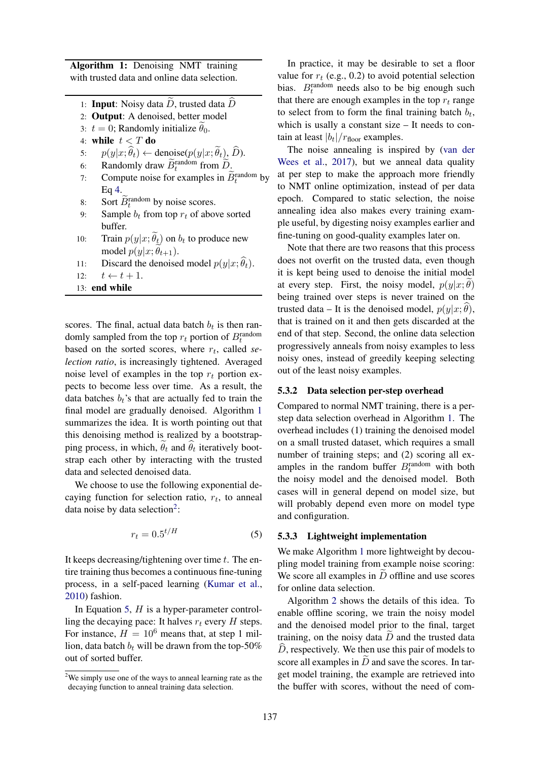**Algorithm 1:** Denoising NMT training with trusted data and online data selection.

1: **Input**: Noisy data $\widetilde{D}$, trusted data $\widehat{D}$
2: **Output**: A denoised, better model
3: $t = 0$; Randomly initialize $\widetilde{\theta}_0$.
4: **while** $t < T$ **do**
5: $\quad p(y|x;\widehat{\theta}_t) \leftarrow \text{denoise}(p(y|x;\widetilde{\theta}_t), \widehat{D})$.
6: $\quad$ Randomly draw $\widetilde{B}_t^{\text{random}}$ from $\widetilde{D}$.
7: $\quad$ Compute noise for examples in $\widetilde{B}_t^{\text{random}}$ by Eq 4.
8: $\quad$ Sort $\widetilde{B}_t^{\text{random}}$ by noise scores.
9: $\quad$ Sample $b_t$ from top $r_t$ of above sorted buffer.
10: $\quad$ Train $p(y|x;\widetilde{\theta}_t)$ on $b_t$ to produce new model $p(y|x;\widetilde{\theta}_{t+1})$.
11: $\quad$ Discard the denoised model $p(y|x;\widehat{\theta}_t)$.
12: $\quad t \leftarrow t + 1$.
13: **end while**

scores. The final, actual data batch $b_t$ is then randomly sampled from the top $r_t$ portion of $B_t^{\text{random}}$ based on the sorted scores, where $r_t$, called *selection ratio*, is increasingly tightened. Averaged noise level of examples in the top $r_t$ portion expects to become less over time. As a result, the data batches $b_t$'s that are actually fed to train the final model are gradually denoised. Algorithm 1 summarizes the idea. It is worth pointing out that this denoising method is realized by a bootstrapping process, in which, $\widetilde{\theta}_t$ and $\widehat{\theta}_t$ iteratively bootstrap each other by interacting with the trusted data and selected denoised data.

We choose to use the following exponential decaying function for selection ratio, $r_t$, to anneal data noise by data selection[2]:

$$r_t = 0.5^{t/H} \tag{5}$$

It keeps decreasing/tightening over time $t$. The entire training thus becomes a continuous fine-tuning process, in a self-paced learning (Kumar et al., 2010) fashion.

In Equation 5, $H$ is a hyper-parameter controlling the decaying pace: It halves $r_t$ every $H$ steps. For instance, $H = 10^6$ means that, at step 1 million, data batch $b_t$ will be drawn from the top-50% out of sorted buffer.

[2]We simply use one of the ways to anneal learning rate as the decaying function to anneal training data selection.

In practice, it may be desirable to set a floor value for $r_t$ (e.g., 0.2) to avoid potential selection bias. $B_t^{\text{random}}$ needs also to be big enough such that there are enough examples in the top $r_t$ range to select from to form the final training batch $b_t$, which is usally a constant size – It needs to contain at least $|b_t|/r_{\text{floor}}$ examples.

The noise annealing is inspired by (van der Wees et al., 2017), but we anneal data quality at per step to make the approach more friendly to NMT online optimization, instead of per data epoch. Compared to static selection, the noise annealing idea also makes every training example useful, by digesting noisy examples earlier and fine-tuning on good-quality examples later on.

Note that there are two reasons that this process does not overfit on the trusted data, even though it is kept being used to denoise the initial model at every step. First, the noisy model, $p(y|x;\widetilde{\theta})$ being trained over steps is never trained on the trusted data – It is the denoised model, $p(y|x;\widehat{\theta})$, that is trained on it and then gets discarded at the end of that step. Second, the online data selection progressively anneals from noisy examples to less noisy ones, instead of greedily keeping selecting out of the least noisy examples.

### 5.3.2 Data selection per-step overhead

Compared to normal NMT training, there is a per-step data selection overhead in Algorithm 1. The overhead includes (1) training the denoised model on a small trusted dataset, which requires a small number of training steps; and (2) scoring all examples in the random buffer $B_t^{\text{random}}$ with both the noisy model and the denoised model. Both cases will in general depend on model size, but will probably depend even more on model type and configuration.

### 5.3.3 Lightweight implementation

We make Algorithm 1 more lightweight by decoupling model training from example noise scoring: We score all examples in $\widetilde{D}$ offline and use scores for online data selection.

Algorithm 2 shows the details of this idea. To enable offline scoring, we train the noisy model and the denoised model prior to the final, target training, on the noisy data $\widetilde{D}$ and the trusted data $\widehat{D}$, respectively. We then use this pair of models to score all examples in $\widetilde{D}$ and save the scores. In target model training, the example are retrieved into the buffer with scores, without the need of com-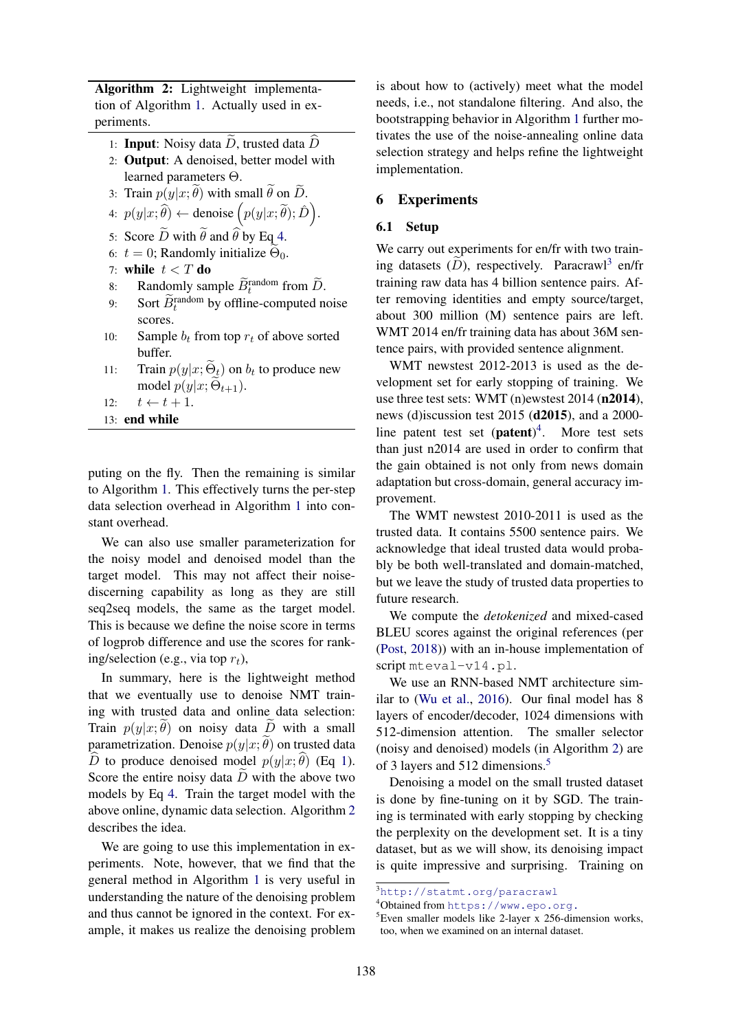**Algorithm 2:** Lightweight implementation of Algorithm 1. Actually used in experiments.

1: **Input**: Noisy data $\widetilde{D}$, trusted data $\widehat{D}$
2: **Output**: A denoised, better model with learned parameters $\Theta$.
3: Train $p(y|x;\widetilde{\theta})$ with small $\widetilde{\theta}$ on $\widetilde{D}$.
4: $p(y|x;\widehat{\theta}) \leftarrow$ denoise $\left(p(y|x;\widetilde{\theta}); \hat{D}\right)$.
5: Score $\widetilde{D}$ with $\widetilde{\theta}$ and $\widehat{\theta}$ by Eq 4.
6: $t = 0$; Randomly initialize $\widetilde{\Theta}_0$.
7: **while** $t < T$ **do**
8: Randomly sample $\widetilde{B}_t^{\text{random}}$ from $\widetilde{D}$.
9: Sort $\widetilde{B}_t^{\text{random}}$ by offline-computed noise scores.
10: Sample $b_t$ from top $r_t$ of above sorted buffer.
11: Train $p(y|x;\widetilde{\Theta}_t)$ on $b_t$ to produce new model $p(y|x;\widetilde{\Theta}_{t+1})$.
12: $t \leftarrow t + 1$.
13: **end while**

puting on the fly. Then the remaining is similar to Algorithm 1. This effectively turns the per-step data selection overhead in Algorithm 1 into constant overhead.

We can also use smaller parameterization for the noisy model and denoised model than the target model. This may not affect their noise-discerning capability as long as they are still seq2seq models, the same as the target model. This is because we define the noise score in terms of logprob difference and use the scores for ranking/selection (e.g., via top $r_t$),

In summary, here is the lightweight method that we eventually use to denoise NMT training with trusted data and online data selection: Train $p(y|x;\widetilde{\theta})$ on noisy data $\widetilde{D}$ with a small parametrization. Denoise $p(y|x;\widetilde{\theta})$ on trusted data $\widehat{D}$ to produce denoised model $p(y|x;\widehat{\theta})$ (Eq 1). Score the entire noisy data $\widetilde{D}$ with the above two models by Eq 4. Train the target model with the above online, dynamic data selection. Algorithm 2 describes the idea.

We are going to use this implementation in experiments. Note, however, that we find that the general method in Algorithm 1 is very useful in understanding the nature of the denoising problem and thus cannot be ignored in the context. For example, it makes us realize the denoising problem is about how to (actively) meet what the model needs, i.e., not standalone filtering. And also, the bootstrapping behavior in Algorithm 1 further motivates the use of the noise-annealing online data selection strategy and helps refine the lightweight implementation.

## 6 Experiments

### 6.1 Setup

We carry out experiments for en/fr with two training datasets ($\widetilde{D}$), respectively. Paracrawl[3] en/fr training raw data has 4 billion sentence pairs. After removing identities and empty source/target, about 300 million (M) sentence pairs are left. WMT 2014 en/fr training data has about 36M sentence pairs, with provided sentence alignment.

WMT newstest 2012-2013 is used as the development set for early stopping of training. We use three test sets: WMT (n)ewstest 2014 (**n2014**), news (d)iscussion test 2015 (**d2015**), and a 2000-line patent test set (**patent**)[4]. More test sets than just n2014 are used in order to confirm that the gain obtained is not only from news domain adaptation but cross-domain, general accuracy improvement.

The WMT newstest 2010-2011 is used as the trusted data. It contains 5500 sentence pairs. We acknowledge that ideal trusted data would probably be both well-translated and domain-matched, but we leave the study of trusted data properties to future research.

We compute the *detokenized* and mixed-cased BLEU scores against the original references (per (Post, 2018)) with an in-house implementation of script `mteval-v14.pl`.

We use an RNN-based NMT architecture similar to (Wu et al., 2016). Our final model has 8 layers of encoder/decoder, 1024 dimensions with 512-dimension attention. The smaller selector (noisy and denoised) models (in Algorithm 2) are of 3 layers and 512 dimensions.[5]

Denoising a model on the small trusted dataset is done by fine-tuning on it by SGD. The training is terminated with early stopping by checking the perplexity on the development set. It is a tiny dataset, but as we will show, its denoising impact is quite impressive and surprising. Training on

[3] `http://statmt.org/paracrawl`

[4] Obtained from `https://www.epo.org`.

[5] Even smaller models like 2-layer x 256-dimension works, too, when we examined on an internal dataset.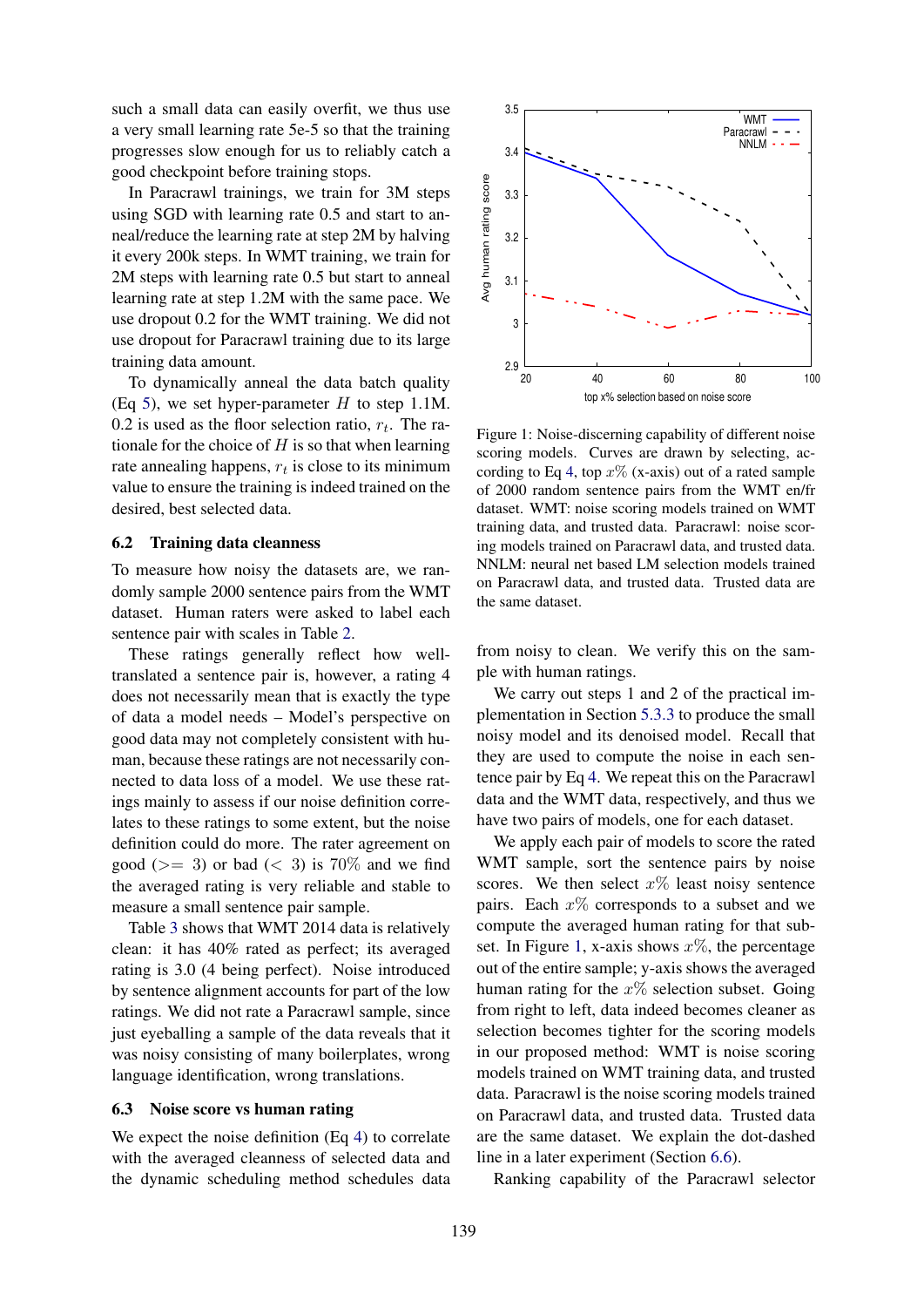such a small data can easily overfit, we thus use a very small learning rate 5e-5 so that the training progresses slow enough for us to reliably catch a good checkpoint before training stops.

In Paracrawl trainings, we train for 3M steps using SGD with learning rate 0.5 and start to anneal/reduce the learning rate at step 2M by halving it every 200k steps. In WMT training, we train for 2M steps with learning rate 0.5 but start to anneal learning rate at step 1.2M with the same pace. We use dropout 0.2 for the WMT training. We did not use dropout for Paracrawl training due to its large training data amount.

To dynamically anneal the data batch quality (Eq 5), we set hyper-parameter $H$ to step 1.1M. 0.2 is used as the floor selection ratio, $r_t$. The rationale for the choice of $H$ is so that when learning rate annealing happens, $r_t$ is close to its minimum value to ensure the training is indeed trained on the desired, best selected data.

## 6.2 Training data cleanness

To measure how noisy the datasets are, we randomly sample 2000 sentence pairs from the WMT dataset. Human raters were asked to label each sentence pair with scales in Table 2.

These ratings generally reflect how well-translated a sentence pair is, however, a rating 4 does not necessarily mean that is exactly the type of data a model needs – Model's perspective on good data may not completely consistent with human, because these ratings are not necessarily connected to data loss of a model. We use these ratings mainly to assess if our noise definition correlates to these ratings to some extent, but the noise definition could do more. The rater agreement on good ($>= 3$) or bad ($< 3$) is $70\%$ and we find the averaged rating is very reliable and stable to measure a small sentence pair sample.

Table 3 shows that WMT 2014 data is relatively clean: it has 40% rated as perfect; its averaged rating is 3.0 (4 being perfect). Noise introduced by sentence alignment accounts for part of the low ratings. We did not rate a Paracrawl sample, since just eyeballing a sample of the data reveals that it was noisy consisting of many boilerplates, wrong language identification, wrong translations.

## 6.3 Noise score vs human rating

We expect the noise definition (Eq 4) to correlate with the averaged cleanness of selected data and the dynamic scheduling method schedules data from noisy to clean. We verify this on the sample with human ratings.

Figure 1: Noise-discerning capability of different noise scoring models. Curves are drawn by selecting, according to Eq 4, top $x\%$ (x-axis) out of a rated sample of 2000 random sentence pairs from the WMT en/fr dataset. WMT: noise scoring models trained on WMT training data, and trusted data. Paracrawl: noise scoring models trained on Paracrawl data, and trusted data. NNLM: neural net based LM selection models trained on Paracrawl data, and trusted data. Trusted data are the same dataset.

We carry out steps 1 and 2 of the practical implementation in Section 5.3.3 to produce the small noisy model and its denoised model. Recall that they are used to compute the noise in each sentence pair by Eq 4. We repeat this on the Paracrawl data and the WMT data, respectively, and thus we have two pairs of models, one for each dataset.

We apply each pair of models to score the rated WMT sample, sort the sentence pairs by noise scores. We then select $x\%$ least noisy sentence pairs. Each $x\%$ corresponds to a subset and we compute the averaged human rating for that subset. In Figure 1, x-axis shows $x\%$, the percentage out of the entire sample; y-axis shows the averaged human rating for the $x\%$ selection subset. Going from right to left, data indeed becomes cleaner as selection becomes tighter for the scoring models in our proposed method: WMT is noise scoring models trained on WMT training data, and trusted data. Paracrawl is the noise scoring models trained on Paracrawl data, and trusted data. Trusted data are the same dataset. We explain the dot-dashed line in a later experiment (Section 6.6).

Ranking capability of the Paracrawl selector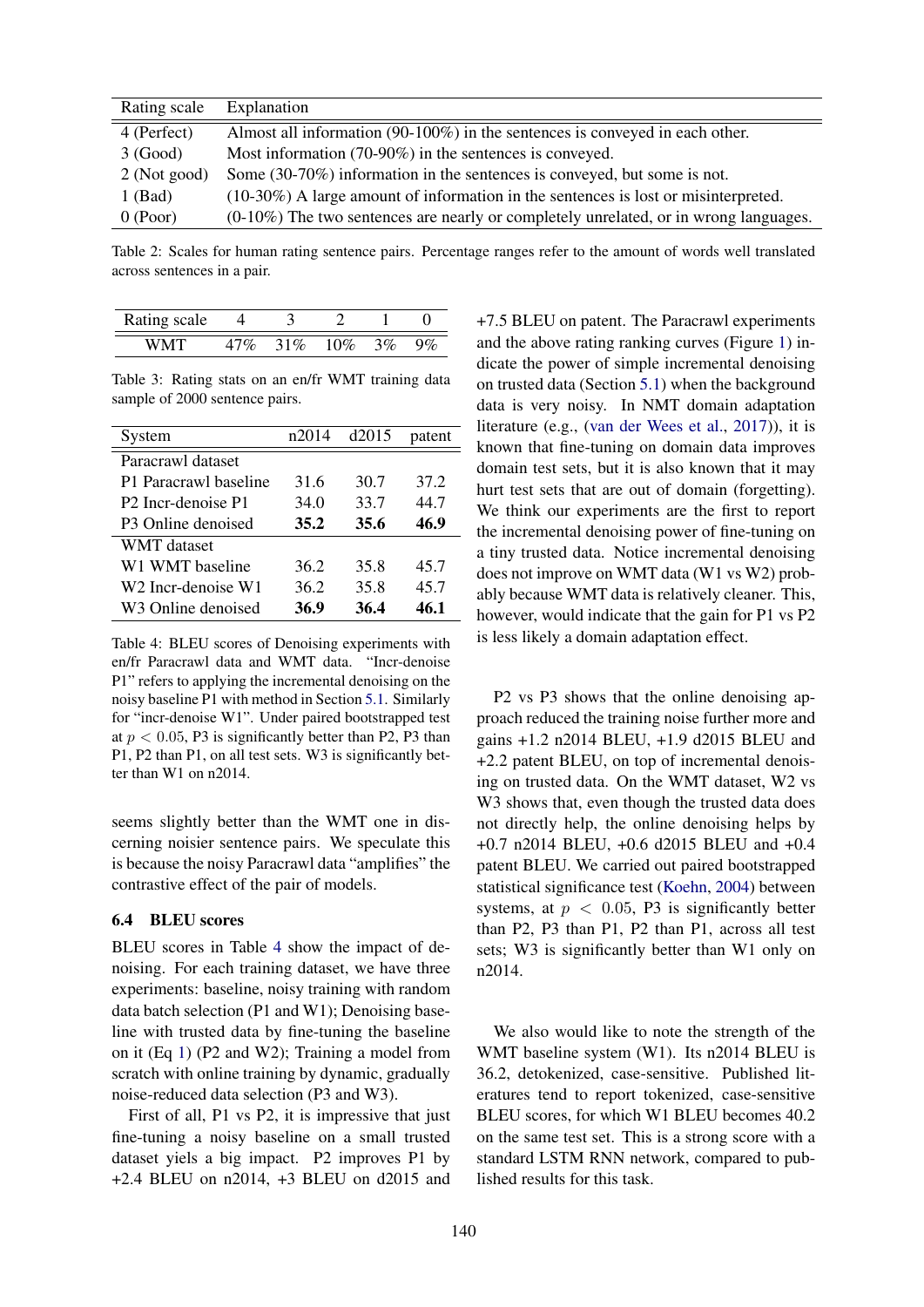| Rating scale | Explanation |
|---|---|
| 4 (Perfect) | Almost all information (90-100%) in the sentences is conveyed in each other. |
| 3 (Good) | Most information (70-90%) in the sentences is conveyed. |
| 2 (Not good) | Some (30-70%) information in the sentences is conveyed, but some is not. |
| 1 (Bad) | (10-30%) A large amount of information in the sentences is lost or misinterpreted. |
| 0 (Poor) | (0-10%) The two sentences are nearly or completely unrelated, or in wrong languages. |

Table 2: Scales for human rating sentence pairs. Percentage ranges refer to the amount of words well translated across sentences in a pair.

| Rating scale | 4 | 3 | 2 | 1 | 0 |
|---|---|---|---|---|---|
| WMT | 47% | 31% | 10% | 3% | 9% |

Table 3: Rating stats on an en/fr WMT training data sample of 2000 sentence pairs.

| System | n2014 | d2015 | patent |
|---|---|---|---|
| Paracrawl dataset | | | |
| P1 Paracrawl baseline | 31.6 | 30.7 | 37.2 |
| P2 Incr-denoise P1 | 34.0 | 33.7 | 44.7 |
| P3 Online denoised | **35.2** | **35.6** | **46.9** |
| WMT dataset | | | |
| W1 WMT baseline | 36.2 | 35.8 | 45.7 |
| W2 Incr-denoise W1 | 36.2 | 35.8 | 45.7 |
| W3 Online denoised | **36.9** | **36.4** | **46.1** |

Table 4: BLEU scores of Denoising experiments with en/fr Paracrawl data and WMT data. "Incr-denoise P1" refers to applying the incremental denoising on the noisy baseline P1 with method in Section 5.1. Similarly for "incr-denoise W1". Under paired bootstrapped test at $p < 0.05$, P3 is significantly better than P2, P3 than P1, P2 than P1, on all test sets. W3 is significantly better than W1 on n2014.

seems slightly better than the WMT one in discerning noisier sentence pairs. We speculate this is because the noisy Paracrawl data "amplifies" the contrastive effect of the pair of models.

### 6.4 BLEU scores

BLEU scores in Table 4 show the impact of denoising. For each training dataset, we have three experiments: baseline, noisy training with random data batch selection (P1 and W1); Denoising baseline with trusted data by fine-tuning the baseline on it (Eq 1) (P2 and W2); Training a model from scratch with online training by dynamic, gradually noise-reduced data selection (P3 and W3).

First of all, P1 vs P2, it is impressive that just fine-tuning a noisy baseline on a small trusted dataset yels a big impact. P2 improves P1 by +2.4 BLEU on n2014, +3 BLEU on d2015 and +7.5 BLEU on patent. The Paracrawl experiments and the above rating ranking curves (Figure 1) indicate the power of simple incremental denoising on trusted data (Section 5.1) when the background data is very noisy. In NMT domain adaptation literature (e.g., (van der Wees et al., 2017)), it is known that fine-tuning on domain data improves domain test sets, but it is also known that it may hurt test sets that are out of domain (forgetting). We think our experiments are the first to report the incremental denoising power of fine-tuning on a tiny trusted data. Notice incremental denoising does not improve on WMT data (W1 vs W2) probably because WMT data is relatively cleaner. This, however, would indicate that the gain for P1 vs P2 is less likely a domain adaptation effect.

P2 vs P3 shows that the online denoising approach reduced the training noise further more and gains +1.2 n2014 BLEU, +1.9 d2015 BLEU and +2.2 patent BLEU, on top of incremental denoising on trusted data. On the WMT dataset, W2 vs W3 shows that, even though the trusted data does not directly help, the online denoising helps by +0.7 n2014 BLEU, +0.6 d2015 BLEU and +0.4 patent BLEU. We carried out paired bootstrapped statistical significance test (Koehn, 2004) between systems, at $p < 0.05$, P3 is significantly better than P2, P3 than P1, P2 than P1, across all test sets; W3 is significantly better than W1 only on n2014.

We also would like to note the strength of the WMT baseline system (W1). Its n2014 BLEU is 36.2, detokenized, case-sensitive. Published literatures tend to report tokenized, case-sensitive BLEU scores, for which W1 BLEU becomes 40.2 on the same test set. This is a strong score with a standard LSTM RNN network, compared to published results for this task.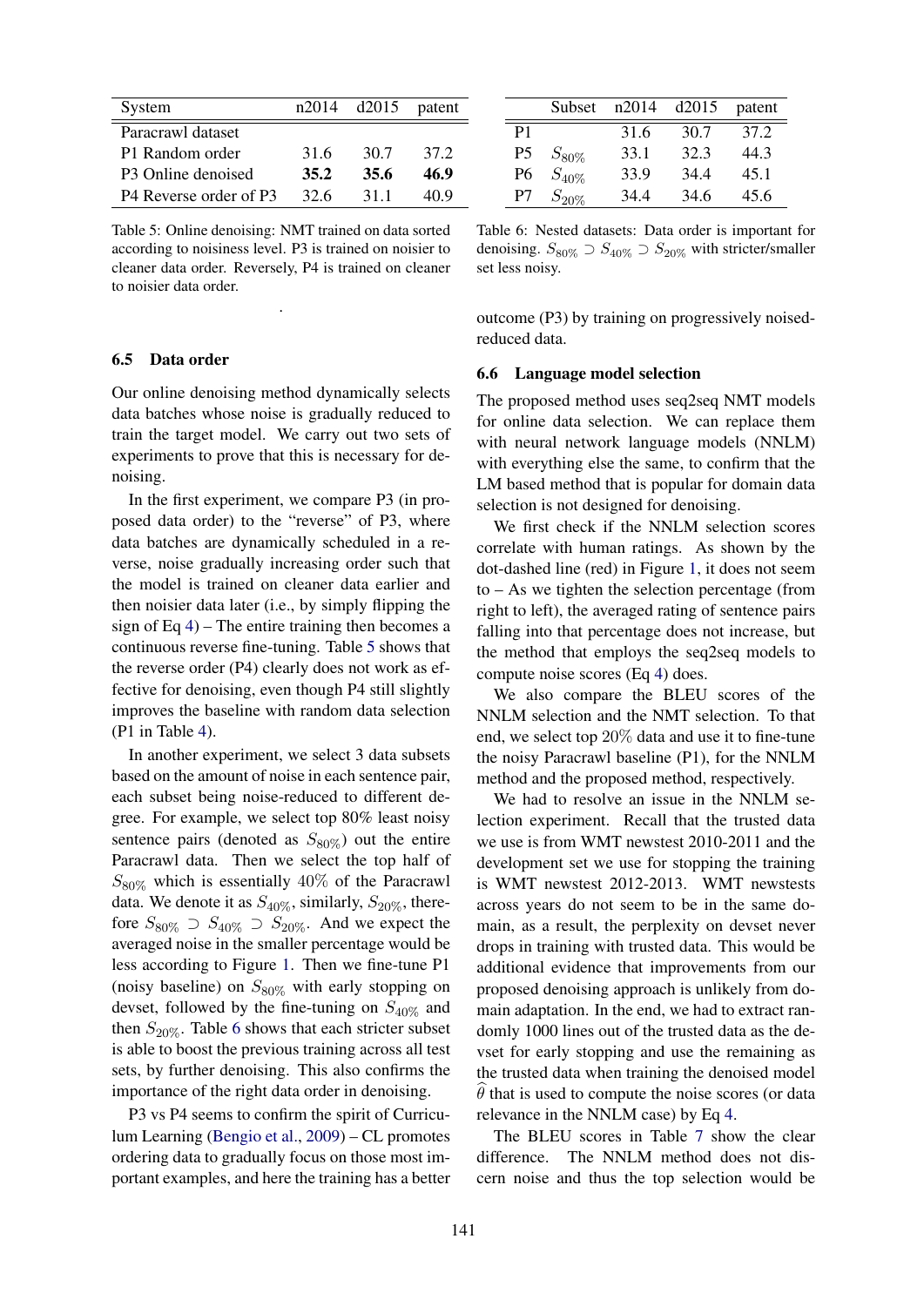| System | n2014 | d2015 | patent |
|---|---|---|---|
| Paracrawl dataset | | | |
| P1 Random order | 31.6 | 30.7 | 37.2 |
| P3 Online denoised | **35.2** | **35.6** | **46.9** |
| P4 Reverse order of P3 | 32.6 | 31.1 | 40.9 |

Table 5: Online denoising: NMT trained on data sorted according to noisiness level. P3 is trained on noisier to cleaner data order. Reversely, P4 is trained on cleaner to noisier data order.

| | Subset | n2014 | d2015 | patent |
|---|---|---|---|---|
| P1 | | 31.6 | 30.7 | 37.2 |
| P5 | $S_{80\%}$ | 33.1 | 32.3 | 44.3 |
| P6 | $S_{40\%}$ | 33.9 | 34.4 | 45.1 |
| P7 | $S_{20\%}$ | 34.4 | 34.6 | 45.6 |

Table 6: Nested datasets: Data order is important for denoising. $S_{80\%} \supset S_{40\%} \supset S_{20\%}$ with stricter/smaller set less noisy.

### 6.5 Data order

Our online denoising method dynamically selects data batches whose noise is gradually reduced to train the target model. We carry out two sets of experiments to prove that this is necessary for denoising.

In the first experiment, we compare P3 (in proposed data order) to the "reverse" of P3, where data batches are dynamically scheduled in a reverse, noise gradually increasing order such that the model is trained on cleaner data earlier and then noisier data later (i.e., by simply flipping the sign of Eq 4) – The entire training then becomes a continuous reverse fine-tuning. Table 5 shows that the reverse order (P4) clearly does not work as effective for denoising, even though P4 still slightly improves the baseline with random data selection (P1 in Table 4).

In another experiment, we select 3 data subsets based on the amount of noise in each sentence pair, each subset being noise-reduced to different degree. For example, we select top 80% least noisy sentence pairs (denoted as $S_{80\%}$) out the entire Paracrawl data. Then we select the top half of $S_{80\%}$ which is essentially $40\%$ of the Paracrawl data. We denote it as $S_{40\%}$, similarly, $S_{20\%}$, therefore $S_{80\%} \supset S_{40\%} \supset S_{20\%}$. And we expect the averaged noise in the smaller percentage would be less according to Figure 1. Then we fine-tune P1 (noisy baseline) on $S_{80\%}$ with early stopping on devset, followed by the fine-tuning on $S_{40\%}$ and then $S_{20\%}$. Table 6 shows that each stricter subset is able to boost the previous training across all test sets, by further denoising. This also confirms the importance of the right data order in denoising.

P3 vs P4 seems to confirm the spirit of Curriculum Learning (Bengio et al., 2009) – CL promotes ordering data to gradually focus on those most important examples, and here the training has a better outcome (P3) by training on progressively noised-reduced data.

### 6.6 Language model selection

The proposed method uses seq2seq NMT models for online data selection. We can replace them with neural network language models (NNLM) with everything else the same, to confirm that the LM based method that is popular for domain data selection is not designed for denoising.

We first check if the NNLM selection scores correlate with human ratings. As shown by the dot-dashed line (red) in Figure 1, it does not seem to – As we tighten the selection percentage (from right to left), the averaged rating of sentence pairs falling into that percentage does not increase, but the method that employs the seq2seq models to compute noise scores (Eq 4) does.

We also compare the BLEU scores of the NNLM selection and the NMT selection. To that end, we select top $20\%$ data and use it to fine-tune the noisy Paracrawl baseline (P1), for the NNLM method and the proposed method, respectively.

We had to resolve an issue in the NNLM selection experiment. Recall that the trusted data we use is from WMT newstest 2010-2011 and the development set we use for stopping the training is WMT newstest 2012-2013. WMT newstests across years do not seem to be in the same domain, as a result, the perplexity on devset never drops in training with trusted data. This would be additional evidence that improvements from our proposed denoising approach is unlikely from domain adaptation. In the end, we had to extract randomly 1000 lines out of the trusted data as the devset for early stopping and use the remaining as the trusted data when training the denoised model $\widehat{\theta}$ that is used to compute the noise scores (or data relevance in the NNLM case) by Eq 4.

The BLEU scores in Table 7 show the clear difference. The NNLM method does not discern noise and thus the top selection would be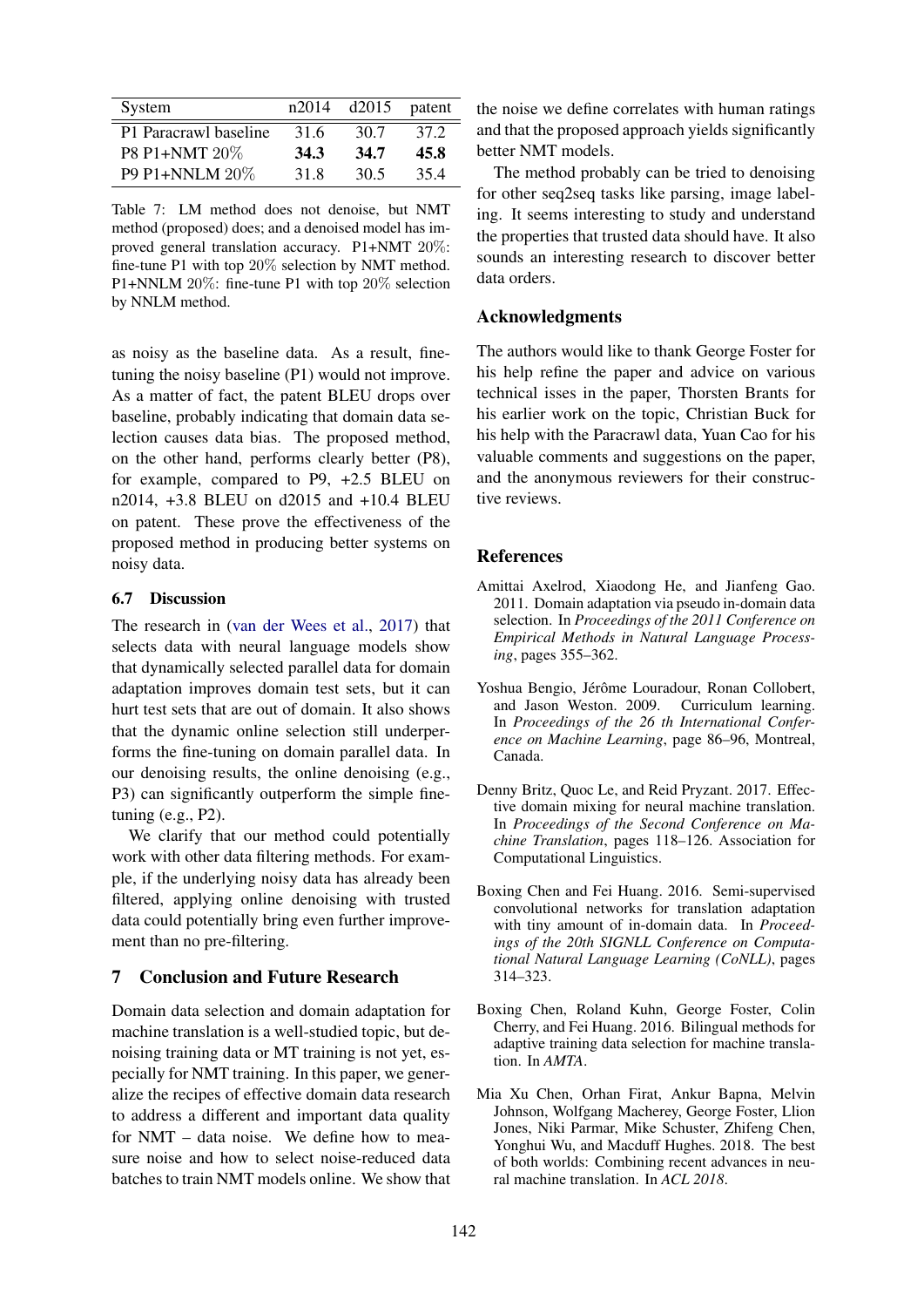| System | n2014 | d2015 | patent |
|---|---|---|---|
| P1 Paracrawl baseline | 31.6 | 30.7 | 37.2 |
| P8 P1+NMT 20% | **34.3** | **34.7** | **45.8** |
| P9 P1+NNLM 20% | 31.8 | 30.5 | 35.4 |

Table 7: LM method does not denoise, but NMT method (proposed) does; and a denoised model has improved general translation accuracy. P1+NMT 20%: fine-tune P1 with top 20% selection by NMT method. P1+NNLM 20%: fine-tune P1 with top 20% selection by NNLM method.

as noisy as the baseline data. As a result, fine-tuning the noisy baseline (P1) would not improve. As a matter of fact, the patent BLEU drops over baseline, probably indicating that domain data selection causes data bias. The proposed method, on the other hand, performs clearly better (P8), for example, compared to P9, +2.5 BLEU on n2014, +3.8 BLEU on d2015 and +10.4 BLEU on patent. These prove the effectiveness of the proposed method in producing better systems on noisy data.

### 6.7 Discussion

The research in (van der Wees et al., 2017) that selects data with neural language models show that dynamically selected parallel data for domain adaptation improves domain test sets, but it can hurt test sets that are out of domain. It also shows that the dynamic online selection still underperforms the fine-tuning on domain parallel data. In our denoising results, the online denoising (e.g., P3) can significantly outperform the simple fine-tuning (e.g., P2).

We clarify that our method could potentially work with other data filtering methods. For example, if the underlying noisy data has already been filtered, applying online denoising with trusted data could potentially bring even further improvement than no pre-filtering.

## 7 Conclusion and Future Research

Domain data selection and domain adaptation for machine translation is a well-studied topic, but denoising training data or MT training is not yet, especially for NMT training. In this paper, we generalize the recipes of effective domain data research to address a different and important data quality for NMT – data noise. We define how to measure noise and how to select noise-reduced data batches to train NMT models online. We show that the noise we define correlates with human ratings and that the proposed approach yields significantly better NMT models.

The method probably can be tried to denoising for other seq2seq tasks like parsing, image labeling. It seems interesting to study and understand the properties that trusted data should have. It also sounds an interesting research to discover better data orders.

## Acknowledgments

The authors would like to thank George Foster for his help refine the paper and advice on various technical isses in the paper, Thorsten Brants for his earlier work on the topic, Christian Buck for his help with the Paracrawl data, Yuan Cao for his valuable comments and suggestions on the paper, and the anonymous reviewers for their constructive reviews.

## References

Amittai Axelrod, Xiaodong He, and Jianfeng Gao. 2011. Domain adaptation via pseudo in-domain data selection. In *Proceedings of the 2011 Conference on Empirical Methods in Natural Language Processing*, pages 355–362.

Yoshua Bengio, Jérôme Louradour, Ronan Collobert, and Jason Weston. 2009. Curriculum learning. In *Proceedings of the 26 th International Conference on Machine Learning*, page 86–96, Montreal, Canada.

Denny Britz, Quoc Le, and Reid Pryzant. 2017. Effective domain mixing for neural machine translation. In *Proceedings of the Second Conference on Machine Translation*, pages 118–126. Association for Computational Linguistics.

Boxing Chen and Fei Huang. 2016. Semi-supervised convolutional networks for translation adaptation with tiny amount of in-domain data. In *Proceedings of the 20th SIGNLL Conference on Computational Natural Language Learning (CoNLL)*, pages 314–323.

Boxing Chen, Roland Kuhn, George Foster, Colin Cherry, and Fei Huang. 2016. Bilingual methods for adaptive training data selection for machine translation. In *AMTA*.

Mia Xu Chen, Orhan Firat, Ankur Bapna, Melvin Johnson, Wolfgang Macherey, George Foster, Llion Jones, Niki Parmar, Mike Schuster, Zhifeng Chen, Yonghui Wu, and Macduff Hughes. 2018. The best of both worlds: Combining recent advances in neural machine translation. In *ACL 2018*.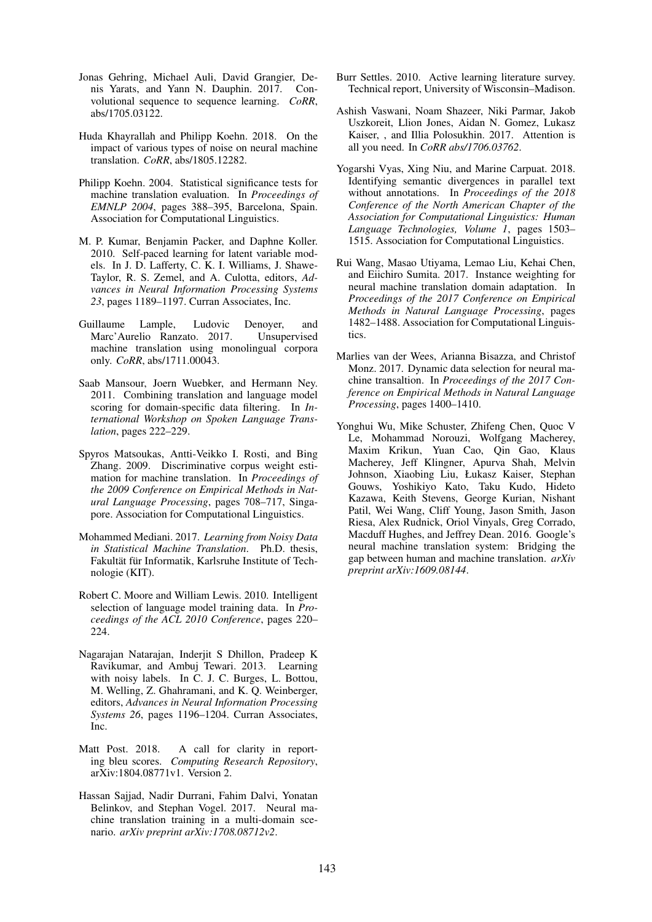Jonas Gehring, Michael Auli, David Grangier, Denis Yarats, and Yann N. Dauphin. 2017. Convolutional sequence to sequence learning. *CoRR*, abs/1705.03122.

Huda Khayrallah and Philipp Koehn. 2018. On the impact of various types of noise on neural machine translation. *CoRR*, abs/1805.12282.

Philipp Koehn. 2004. Statistical significance tests for machine translation evaluation. In *Proceedings of EMNLP 2004*, pages 388–395, Barcelona, Spain. Association for Computational Linguistics.

M. P. Kumar, Benjamin Packer, and Daphne Koller. 2010. Self-paced learning for latent variable models. In J. D. Lafferty, C. K. I. Williams, J. Shawe-Taylor, R. S. Zemel, and A. Culotta, editors, *Advances in Neural Information Processing Systems 23*, pages 1189–1197. Curran Associates, Inc.

Guillaume Lample, Ludovic Denoyer, and Marc'Aurelio Ranzato. 2017. Unsupervised machine translation using monolingual corpora only. *CoRR*, abs/1711.00043.

Saab Mansour, Joern Wuebker, and Hermann Ney. 2011. Combining translation and language model scoring for domain-specific data filtering. In *International Workshop on Spoken Language Translation*, pages 222–229.

Spyros Matsoukas, Antti-Veikko I. Rosti, and Bing Zhang. 2009. Discriminative corpus weight estimation for machine translation. In *Proceedings of the 2009 Conference on Empirical Methods in Natural Language Processing*, pages 708–717, Singapore. Association for Computational Linguistics.

Mohammed Mediani. 2017. *Learning from Noisy Data in Statistical Machine Translation*. Ph.D. thesis, Fakultät für Informatik, Karlsruhe Institute of Technologie (KIT).

Robert C. Moore and William Lewis. 2010. Intelligent selection of language model training data. In *Proceedings of the ACL 2010 Conference*, pages 220–224.

Nagarajan Natarajan, Inderjit S Dhillon, Pradeep K Ravikumar, and Ambuj Tewari. 2013. Learning with noisy labels. In C. J. C. Burges, L. Bottou, M. Welling, Z. Ghahramani, and K. Q. Weinberger, editors, *Advances in Neural Information Processing Systems 26*, pages 1196–1204. Curran Associates, Inc.

Matt Post. 2018. A call for clarity in reporting bleu scores. *Computing Research Repository*, arXiv:1804.08771v1. Version 2.

Hassan Sajjad, Nadir Durrani, Fahim Dalvi, Yonatan Belinkov, and Stephan Vogel. 2017. Neural machine translation training in a multi-domain scenario. *arXiv preprint arXiv:1708.08712v2*.

Burr Settles. 2010. Active learning literature survey. Technical report, University of Wisconsin–Madison.

Ashish Vaswani, Noam Shazeer, Niki Parmar, Jakob Uszkoreit, Llion Jones, Aidan N. Gomez, Lukasz Kaiser, , and Illia Polosukhin. 2017. Attention is all you need. In *CoRR abs/1706.03762*.

Yogarshi Vyas, Xing Niu, and Marine Carpuat. 2018. Identifying semantic divergences in parallel text without annotations. In *Proceedings of the 2018 Conference of the North American Chapter of the Association for Computational Linguistics: Human Language Technologies, Volume 1*, pages 1503–1515. Association for Computational Linguistics.

Rui Wang, Masao Utiyama, Lemao Liu, Kehai Chen, and Eiichiro Sumita. 2017. Instance weighting for neural machine translation domain adaptation. In *Proceedings of the 2017 Conference on Empirical Methods in Natural Language Processing*, pages 1482–1488. Association for Computational Linguistics.

Marlies van der Wees, Arianna Bisazza, and Christof Monz. 2017. Dynamic data selection for neural machine transaltion. In *Proceedings of the 2017 Conference on Empirical Methods in Natural Language Processing*, pages 1400–1410.

Yonghui Wu, Mike Schuster, Zhifeng Chen, Quoc V Le, Mohammad Norouzi, Wolfgang Macherey, Maxim Krikun, Yuan Cao, Qin Gao, Klaus Macherey, Jeff Klingner, Apurva Shah, Melvin Johnson, Xiaobing Liu, Łukasz Kaiser, Stephan Gouws, Yoshikiyo Kato, Taku Kudo, Hideto Kazawa, Keith Stevens, George Kurian, Nishant Patil, Wei Wang, Cliff Young, Jason Smith, Jason Riesa, Alex Rudnick, Oriol Vinyals, Greg Corrado, Macduff Hughes, and Jeffrey Dean. 2016. Google's neural machine translation system: Bridging the gap between human and machine translation. *arXiv preprint arXiv:1609.08144*.